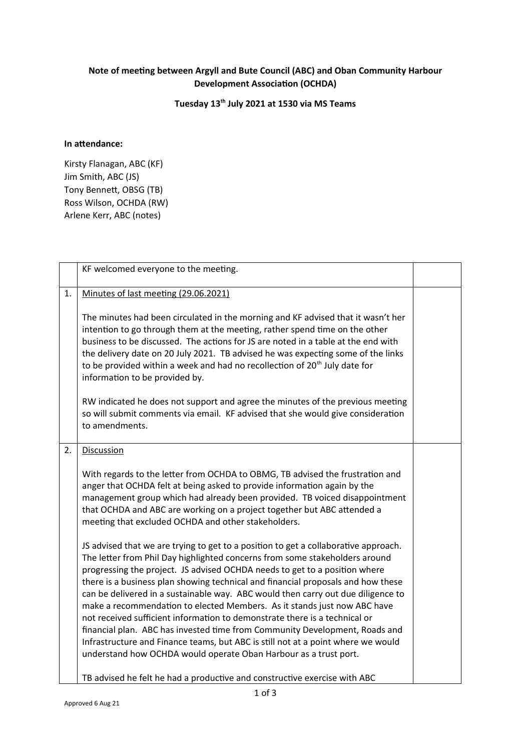**Note of meeting between Argyll and Bute Council (ABC) and Oban Community Harbour Development Association (OCHDA)**

**Tuesday 13th July 2021 at 1530 via MS Teams**

**In attendance:**

Kirsty Flanagan, ABC (KF)
Jim Smith, ABC (JS)
Tony Bennett, OBSG (TB)
Ross Wilson, OCHDA (RW)
Arlene Kerr, ABC (notes)

| | | |
|---|---|---|
| | KF welcomed everyone to the meeting. | |
| 1. | Minutes of last meeting (29.06.2021)<br><br>The minutes had been circulated in the morning and KF advised that it wasn't her intention to go through them at the meeting, rather spend time on the other business to be discussed. The actions for JS are noted in a table at the end with the delivery date on 20 July 2021. TB advised he was expecting some of the links to be provided within a week and had no recollection of 20th July date for information to be provided by.<br><br>RW indicated he does not support and agree the minutes of the previous meeting so will submit comments via email. KF advised that she would give consideration to amendments. | |
| 2. | Discussion<br><br>With regards to the letter from OCHDA to OBMG, TB advised the frustration and anger that OCHDA felt at being asked to provide information again by the management group which had already been provided. TB voiced disappointment that OCHDA and ABC are working on a project together but ABC attended a meeting that excluded OCHDA and other stakeholders.<br><br>JS advised that we are trying to get to a position to get a collaborative approach. The letter from Phil Day highlighted concerns from some stakeholders around progressing the project. JS advised OCHDA needs to get to a position where there is a business plan showing technical and financial proposals and how these can be delivered in a sustainable way. ABC would then carry out due diligence to make a recommendation to elected Members. As it stands just now ABC have not received sufficient information to demonstrate there is a technical or financial plan. ABC has invested time from Community Development, Roads and Infrastructure and Finance teams, but ABC is still not at a point where we would understand how OCHDA would operate Oban Harbour as a trust port.<br><br>TB advised he felt he had a productive and constructive exercise with ABC | |

Approved 6 Aug 21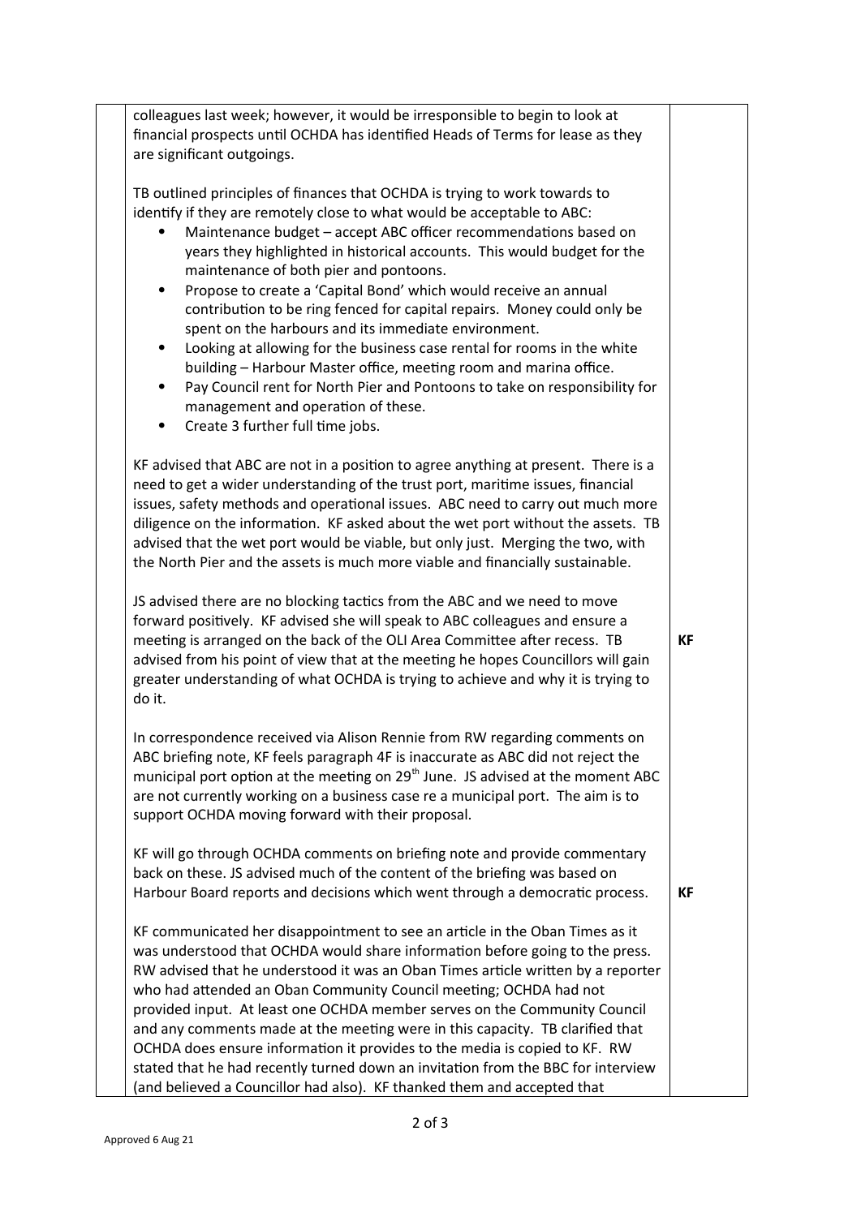| | | |
|---|---|---|
| | colleagues last week; however, it would be irresponsible to begin to look at financial prospects until OCHDA has identified Heads of Terms for lease as they are significant outgoings. | |
| | TB outlined principles of finances that OCHDA is trying to work towards to identify if they are remotely close to what would be acceptable to ABC:<br>• Maintenance budget – accept ABC officer recommendations based on years they highlighted in historical accounts. This would budget for the maintenance of both pier and pontoons.<br>• Propose to create a 'Capital Bond' which would receive an annual contribution to be ring fenced for capital repairs. Money could only be spent on the harbours and its immediate environment.<br>• Looking at allowing for the business case rental for rooms in the white building – Harbour Master office, meeting room and marina office.<br>• Pay Council rent for North Pier and Pontoons to take on responsibility for management and operation of these.<br>• Create 3 further full time jobs. | |
| | KF advised that ABC are not in a position to agree anything at present. There is a need to get a wider understanding of the trust port, maritime issues, financial issues, safety methods and operational issues. ABC need to carry out much more diligence on the information. KF asked about the wet port without the assets. TB advised that the wet port would be viable, but only just. Merging the two, with the North Pier and the assets is much more viable and financially sustainable. | |
| | JS advised there are no blocking tactics from the ABC and we need to move forward positively. KF advised she will speak to ABC colleagues and ensure a meeting is arranged on the back of the OLI Area Committee after recess. TB advised from his point of view that at the meeting he hopes Councillors will gain greater understanding of what OCHDA is trying to achieve and why it is trying to do it. | **KF** |
| | In correspondence received via Alison Rennie from RW regarding comments on ABC briefing note, KF feels paragraph 4F is inaccurate as ABC did not reject the municipal port option at the meeting on 29th June. JS advised at the moment ABC are not currently working on a business case re a municipal port. The aim is to support OCHDA moving forward with their proposal. | |
| | KF will go through OCHDA comments on briefing note and provide commentary back on these. JS advised much of the content of the briefing was based on Harbour Board reports and decisions which went through a democratic process. | **KF** |
| | KF communicated her disappointment to see an article in the Oban Times as it was understood that OCHDA would share information before going to the press. RW advised that he understood it was an Oban Times article written by a reporter who had attended an Oban Community Council meeting; OCHDA had not provided input. At least one OCHDA member serves on the Community Council and any comments made at the meeting were in this capacity. TB clarified that OCHDA does ensure information it provides to the media is copied to KF. RW stated that he had recently turned down an invitation from the BBC for interview (and believed a Councillor had also). KF thanked them and accepted that | |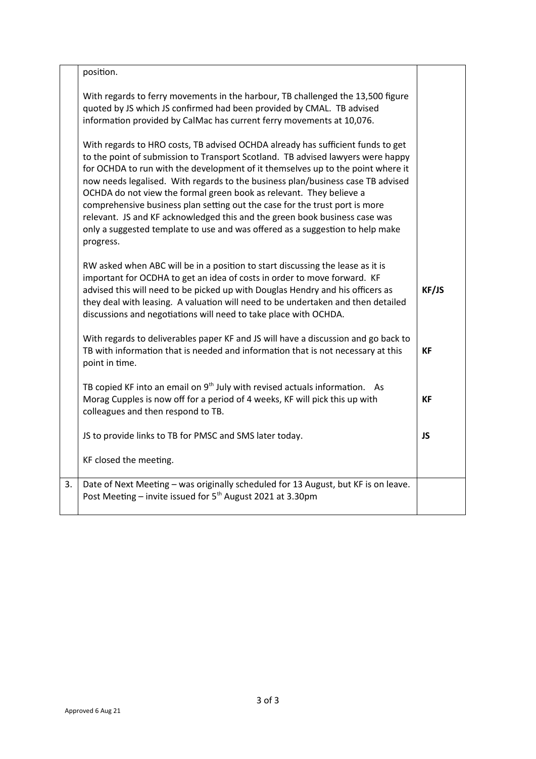| | | |
|---|---|---|
| | position.<br><br>With regards to ferry movements in the harbour, TB challenged the 13,500 figure quoted by JS which JS confirmed had been provided by CMAL. TB advised information provided by CalMac has current ferry movements at 10,076.<br><br>With regards to HRO costs, TB advised OCHDA already has sufficient funds to get to the point of submission to Transport Scotland. TB advised lawyers were happy for OCHDA to run with the development of it themselves up to the point where it now needs legalised. With regards to the business plan/business case TB advised OCHDA do not view the formal green book as relevant. They believe a comprehensive business plan setting out the case for the trust port is more relevant. JS and KF acknowledged this and the green book business case was only a suggested template to use and was offered as a suggestion to help make progress. | |
| | RW asked when ABC will be in a position to start discussing the lease as it is important for OCDHA to get an idea of costs in order to move forward. KF advised this will need to be picked up with Douglas Hendry and his officers as they deal with leasing. A valuation will need to be undertaken and then detailed discussions and negotiations will need to take place with OCHDA. | **KF/JS** |
| | With regards to deliverables paper KF and JS will have a discussion and go back to TB with information that is needed and information that is not necessary at this point in time. | **KF** |
| | TB copied KF into an email on 9th July with revised actuals information. As Morag Cupples is now off for a period of 4 weeks, KF will pick this up with colleagues and then respond to TB. | **KF** |
| | JS to provide links to TB for PMSC and SMS later today. | **JS** |
| | KF closed the meeting. | |
| 3. | Date of Next Meeting – was originally scheduled for 13 August, but KF is on leave. Post Meeting – invite issued for 5th August 2021 at 3.30pm | |

Approved 6 Aug 21